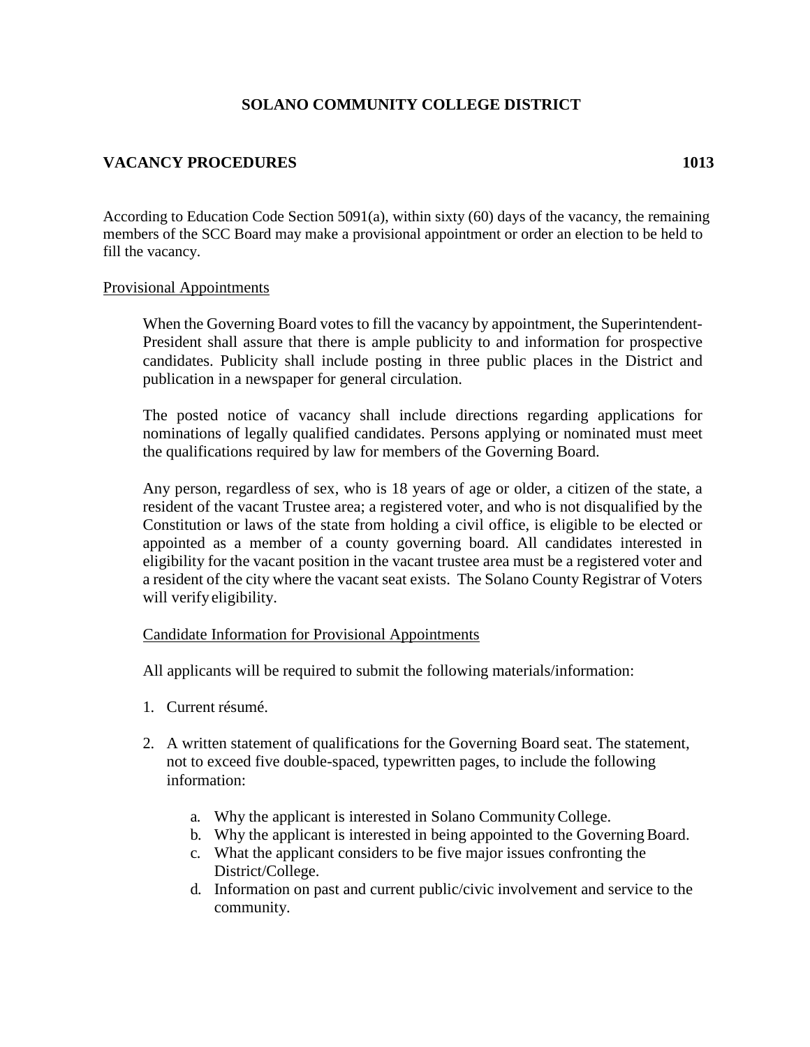# SOLANO COMMUNITY COLLEGE DISTRICT

## VACANCY PROCEDURES 1013

According to Education Code Section 5091(a), within sixty (60) days of the vacancy, the remaining members of the SCC Board may make a provisional appointment or order an election to be held to fill the vacancy.

### Provisional Appointments

When the Governing Board votes to fill the vacancy by appointment, the Superintendent-President shall assure that there is ample publicity to and information for prospective candidates. Publicity shall include posting in three public places in the District and publication in a newspaper for general circulation.

The posted notice of vacancy shall include directions regarding applications for nominations of legally qualified candidates. Persons applying or nominated must meet the qualifications required by law for members of the Governing Board.

Any person, regardless of sex, who is 18 years of age or older, a citizen of the state, a resident of the vacant Trustee area; a registered voter, and who is not disqualified by the Constitution or laws of the state from holding a civil office, is eligible to be elected or appointed as a member of a county governing board. All candidates interested in eligibility for the vacant position in the vacant trustee area must be a registered voter and a resident of the city where the vacant seat exists. The Solano County Registrar of Voters will verify eligibility.

#### Candidate Information for Provisional Appointments

All applicants will be required to submit the following materials/information:

1. Current résumé.
2. A written statement of qualifications for the Governing Board seat. The statement, not to exceed five double-spaced, typewritten pages, to include the following information:
    a. Why the applicant is interested in Solano Community College.
    b. Why the applicant is interested in being appointed to the Governing Board.
    c. What the applicant considers to be five major issues confronting the District/College.
    d. Information on past and current public/civic involvement and service to the community.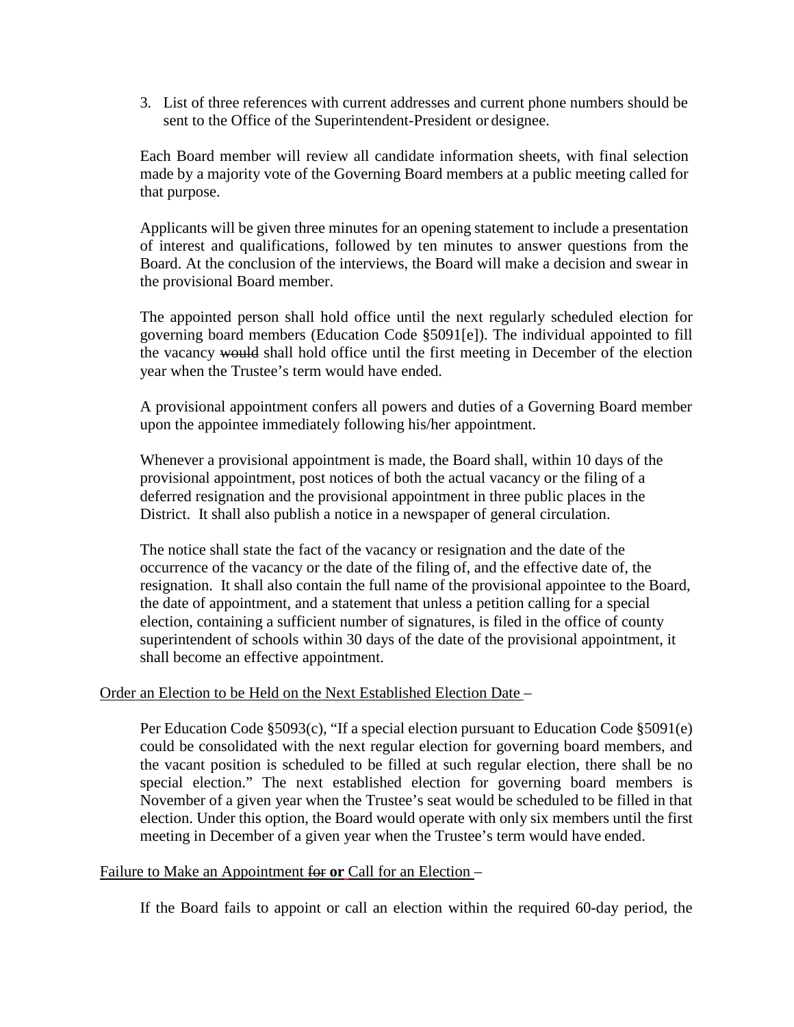3. List of three references with current addresses and current phone numbers should be sent to the Office of the Superintendent-President or designee.

Each Board member will review all candidate information sheets, with final selection made by a majority vote of the Governing Board members at a public meeting called for that purpose.

Applicants will be given three minutes for an opening statement to include a presentation of interest and qualifications, followed by ten minutes to answer questions from the Board. At the conclusion of the interviews, the Board will make a decision and swear in the provisional Board member.

The appointed person shall hold office until the next regularly scheduled election for governing board members (Education Code §5091[e]). The individual appointed to fill the vacancy ~~would~~ shall hold office until the first meeting in December of the election year when the Trustee's term would have ended.

A provisional appointment confers all powers and duties of a Governing Board member upon the appointee immediately following his/her appointment.

Whenever a provisional appointment is made, the Board shall, within 10 days of the provisional appointment, post notices of both the actual vacancy or the filing of a deferred resignation and the provisional appointment in three public places in the District. It shall also publish a notice in a newspaper of general circulation.

The notice shall state the fact of the vacancy or resignation and the date of the occurrence of the vacancy or the date of the filing of, and the effective date of, the resignation. It shall also contain the full name of the provisional appointee to the Board, the date of appointment, and a statement that unless a petition calling for a special election, containing a sufficient number of signatures, is filed in the office of county superintendent of schools within 30 days of the date of the provisional appointment, it shall become an effective appointment.

<u>Order an Election to be Held on the Next Established Election Date</u> –

Per Education Code §5093(c), "If a special election pursuant to Education Code §5091(e) could be consolidated with the next regular election for governing board members, and the vacant position is scheduled to be filled at such regular election, there shall be no special election." The next established election for governing board members is November of a given year when the Trustee's seat would be scheduled to be filled in that election. Under this option, the Board would operate with only six members until the first meeting in December of a given year when the Trustee's term would have ended.

<u>Failure to Make an Appointment ~~for~~ **or** Call for an Election</u> –

If the Board fails to appoint or call an election within the required 60-day period, the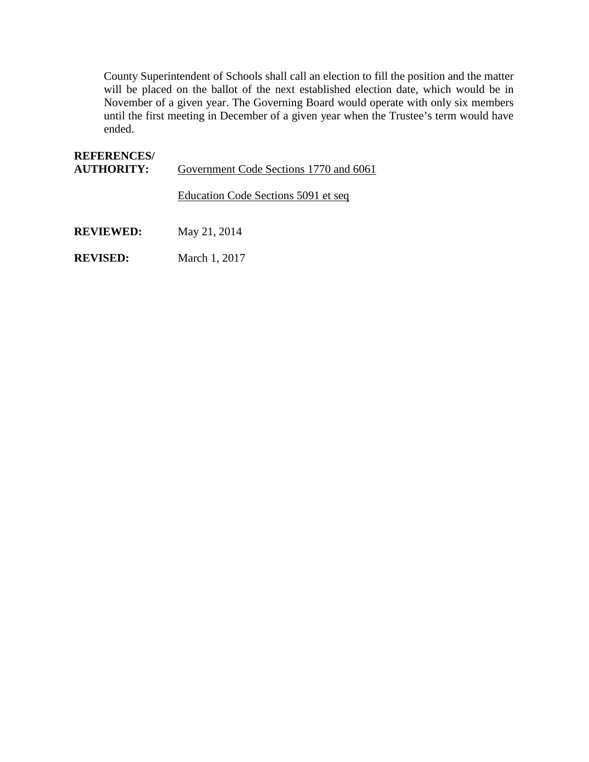County Superintendent of Schools shall call an election to fill the position and the matter will be placed on the ballot of the next established election date, which would be in November of a given year. The Governing Board would operate with only six members until the first meeting in December of a given year when the Trustee's term would have ended.

**REFERENCES/ AUTHORITY:** Government Code Sections 1770 and 6061

Education Code Sections 5091 et seq

**REVIEWED:** May 21, 2014

**REVISED:** March 1, 2017